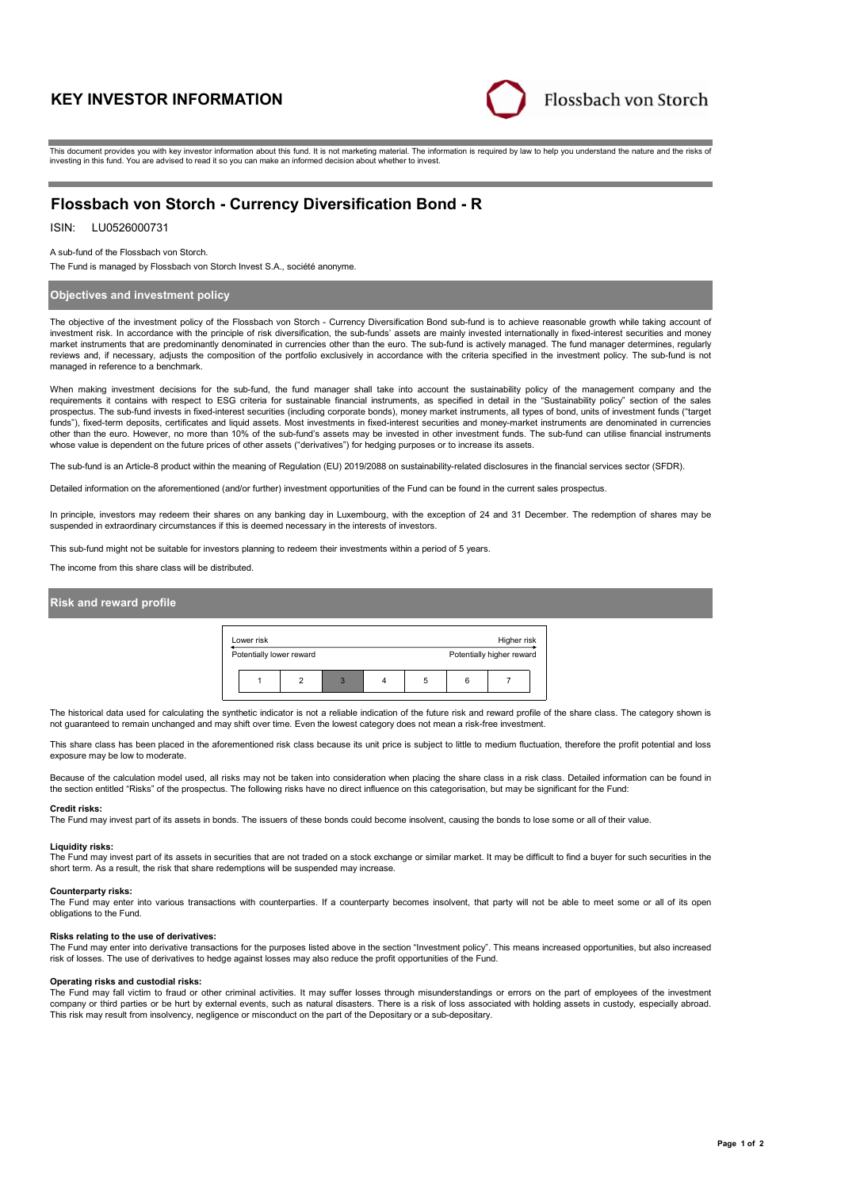# KEY INVESTOR INFORMATION

Flossbach von Storch

This document provides you with key investor information about this fund. It is not marketing material. The information is required by law to help you understand the nature and the risks of investing in this fund. You are advised to read it so you can make an informed decision about whether to invest.

## Flossbach von Storch - Currency Diversification Bond - R

ISIN: LU0526000731

A sub-fund of the Flossbach von Storch.

The Fund is managed by Flossbach von Storch Invest S.A., société anonyme.

### Objectives and investment policy

The objective of the investment policy of the Flossbach von Storch - Currency Diversification Bond sub-fund is to achieve reasonable growth while taking account of investment risk. In accordance with the principle of risk diversification, the sub-funds' assets are mainly invested internationally in fixed-interest securities and money market instruments that are predominantly denominated in currencies other than the euro. The sub-fund is actively managed. The fund manager determines, regularly reviews and, if necessary, adjusts the composition of the portfolio exclusively in accordance with the criteria specified in the investment policy. The sub-fund is not managed in reference to a benchmark.

When making investment decisions for the sub-fund, the fund manager shall take into account the sustainability policy of the management company and the requirements it contains with respect to ESG criteria for sustainable financial instruments, as specified in detail in the "Sustainability policy" section of the sales prospectus. The sub-fund invests in fixed-interest securities (including corporate bonds), money market instruments, all types of bond, units of investment funds ("target funds"), fixed-term deposits, certificates and liquid assets. Most investments in fixed-interest securities and money-market instruments are denominated in currencies other than the euro. However, no more than 10% of the sub-fund's assets may be invested in other investment funds. The sub-fund can utilise financial instruments whose value is dependent on the future prices of other assets ("derivatives") for hedging purposes or to increase its assets.

The sub-fund is an Article-8 product within the meaning of Regulation (EU) 2019/2088 on sustainability-related disclosures in the financial services sector (SFDR).

Detailed information on the aforementioned (and/or further) investment opportunities of the Fund can be found in the current sales prospectus.

In principle, investors may redeem their shares on any banking day in Luxembourg, with the exception of 24 and 31 December. The redemption of shares may be suspended in extraordinary circumstances if this is deemed necessary in the interests of investors.

This sub-fund might not be suitable for investors planning to redeem their investments within a period of 5 years.

The income from this share class will be distributed.

### Risk and reward profile

| Lower risk | | | | | | Higher risk |
|---|---|---|---|---|---|---|
| Potentially lower reward | | | | | | Potentially higher reward |
| 1 | 2 | **3** | 4 | 5 | 6 | 7 |

The historical data used for calculating the synthetic indicator is not a reliable indication of the future risk and reward profile of the share class. The category shown is not guaranteed to remain unchanged and may shift over time. Even the lowest category does not mean a risk-free investment.

This share class has been placed in the aforementioned risk class because its unit price is subject to little to medium fluctuation, therefore the profit potential and loss exposure may be low to moderate.

Because of the calculation model used, all risks may not be taken into consideration when placing the share class in a risk class. Detailed information can be found in the section entitled "Risks" of the prospectus. The following risks have no direct influence on this categorisation, but may be significant for the Fund:

**Credit risks:**
The Fund may invest part of its assets in bonds. The issuers of these bonds could become insolvent, causing the bonds to lose some or all of their value.

**Liquidity risks:**
The Fund may invest part of its assets in securities that are not traded on a stock exchange or similar market. It may be difficult to find a buyer for such securities in the short term. As a result, the risk that share redemptions will be suspended may increase.

**Counterparty risks:**
The Fund may enter into various transactions with counterparties. If a counterparty becomes insolvent, that party will not be able to meet some or all of its open obligations to the Fund.

**Risks relating to the use of derivatives:**
The Fund may enter into derivative transactions for the purposes listed above in the section "Investment policy". This means increased opportunities, but also increased risk of losses. The use of derivatives to hedge against losses may also reduce the profit opportunities of the Fund.

**Operating risks and custodial risks:**
The Fund may fall victim to fraud or other criminal activities. It may suffer losses through misunderstandings or errors on the part of employees of the investment company or third parties or be hurt by external events, such as natural disasters. There is a risk of loss associated with holding assets in custody, especially abroad. This risk may result from insolvency, negligence or misconduct on the part of the Depositary or a sub-depositary.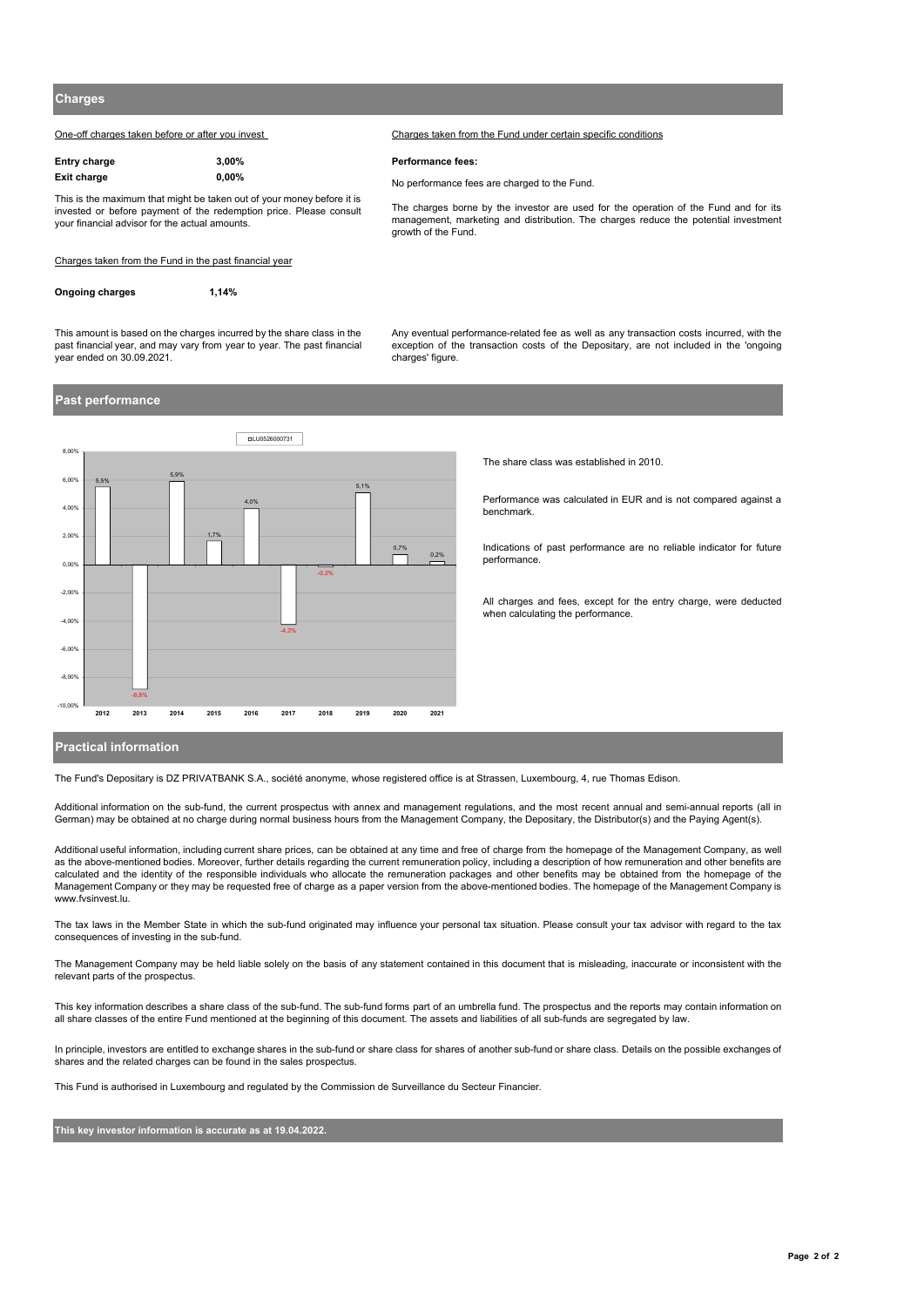## Charges

One-off charges taken before or after you invest

| | |
|---|---|
| **Entry charge** | **3,00%** |
| **Exit charge** | **0,00%** |

This is the maximum that might be taken out of your money before it is invested or before payment of the redemption price. Please consult your financial advisor for the actual amounts.

Charges taken from the Fund in the past financial year

| | |
|---|---|
| **Ongoing charges** | **1,14%** |

This amount is based on the charges incurred by the share class in the past financial year, and may vary from year to year. The past financial year ended on 30.09.2021.

Charges taken from the Fund under certain specific conditions

**Performance fees:**

No performance fees are charged to the Fund.

The charges borne by the investor are used for the operation of the Fund and for its management, marketing and distribution. The charges reduce the potential investment growth of the Fund.

Any eventual performance-related fee as well as any transaction costs incurred, with the exception of the transaction costs of the Depositary, are not included in the 'ongoing charges' figure.

## Past performance

LU0526000731

8,00%
6,00%
4,00%
2,00%
0,00%
-2,00%
-4,00%
-6,00%
-8,00%
-10,00%

5,5%
-8,8%
5,9%
1,7%
4,0%
-4,2%
-0,2%
5,1%
0,7%
0,2%

2012 2013 2014 2015 2016 2017 2018 2019 2020 2021

The share class was established in 2010.

Performance was calculated in EUR and is not compared against a benchmark.

Indications of past performance are no reliable indicator for future performance.

All charges and fees, except for the entry charge, were deducted when calculating the performance.

## Practical information

The Fund's Depositary is DZ PRIVATBANK S.A., société anonyme, whose registered office is at Strassen, Luxembourg, 4, rue Thomas Edison.

Additional information on the sub-fund, the current prospectus with annex and management regulations, and the most recent annual and semi-annual reports (all in German) may be obtained at no charge during normal business hours from the Management Company, the Depositary, the Distributor(s) and the Paying Agent(s).

Additional useful information, including current share prices, can be obtained at any time and free of charge from the homepage of the Management Company, as well as the above-mentioned bodies. Moreover, further details regarding the current remuneration policy, including a description of how remuneration and other benefits are calculated and the identity of the responsible individuals who allocate the remuneration packages and other benefits may be obtained from the homepage of the Management Company or they may be requested free of charge as a paper version from the above-mentioned bodies. The homepage of the Management Company is www.fvsinvest.lu.

The tax laws in the Member State in which the sub-fund originated may influence your personal tax situation. Please consult your tax advisor with regard to the tax consequences of investing in the sub-fund.

The Management Company may be held liable solely on the basis of any statement contained in this document that is misleading, inaccurate or inconsistent with the relevant parts of the prospectus.

This key information describes a share class of the sub-fund. The sub-fund forms part of an umbrella fund. The prospectus and the reports may contain information on all share classes of the entire Fund mentioned at the beginning of this document. The assets and liabilities of all sub-funds are segregated by law.

In principle, investors are entitled to exchange shares in the sub-fund or share class for shares of another sub-fund or share class. Details on the possible exchanges of shares and the related charges can be found in the sales prospectus.

This Fund is authorised in Luxembourg and regulated by the Commission de Surveillance du Secteur Financier.

**This key investor information is accurate as at 19.04.2022.**